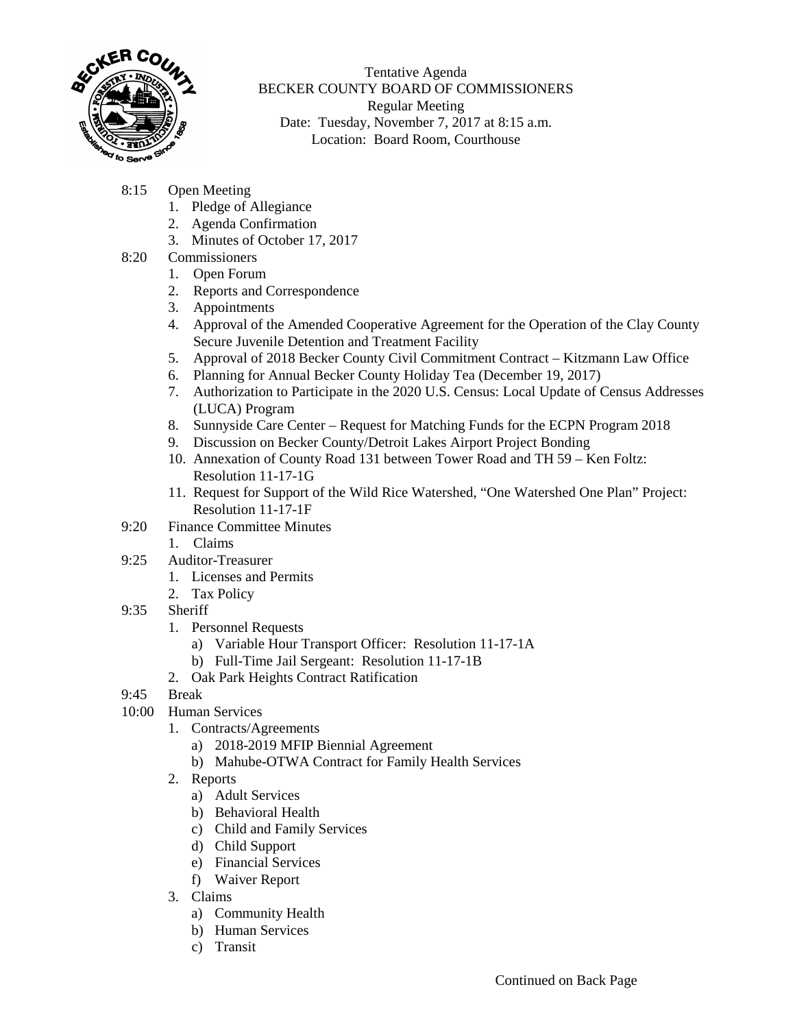Tentative Agenda
BECKER COUNTY BOARD OF COMMISSIONERS
Regular Meeting
Date: Tuesday, November 7, 2017 at 8:15 a.m.
Location: Board Room, Courthouse

8:15 Open Meeting
1. Pledge of Allegiance
2. Agenda Confirmation
3. Minutes of October 17, 2017

8:20 Commissioners
1. Open Forum
2. Reports and Correspondence
3. Appointments
4. Approval of the Amended Cooperative Agreement for the Operation of the Clay County Secure Juvenile Detention and Treatment Facility
5. Approval of 2018 Becker County Civil Commitment Contract – Kitzmann Law Office
6. Planning for Annual Becker County Holiday Tea (December 19, 2017)
7. Authorization to Participate in the 2020 U.S. Census: Local Update of Census Addresses (LUCA) Program
8. Sunnyside Care Center – Request for Matching Funds for the ECPN Program 2018
9. Discussion on Becker County/Detroit Lakes Airport Project Bonding
10. Annexation of County Road 131 between Tower Road and TH 59 – Ken Foltz: Resolution 11-17-1G
11. Request for Support of the Wild Rice Watershed, "One Watershed One Plan" Project: Resolution 11-17-1F

9:20 Finance Committee Minutes
1. Claims

9:25 Auditor-Treasurer
1. Licenses and Permits
2. Tax Policy

9:35 Sheriff
1. Personnel Requests
   a) Variable Hour Transport Officer: Resolution 11-17-1A
   b) Full-Time Jail Sergeant: Resolution 11-17-1B
2. Oak Park Heights Contract Ratification

9:45 Break

10:00 Human Services
1. Contracts/Agreements
   a) 2018-2019 MFIP Biennial Agreement
   b) Mahube-OTWA Contract for Family Health Services
2. Reports
   a) Adult Services
   b) Behavioral Health
   c) Child and Family Services
   d) Child Support
   e) Financial Services
   f) Waiver Report
3. Claims
   a) Community Health
   b) Human Services
   c) Transit

Continued on Back Page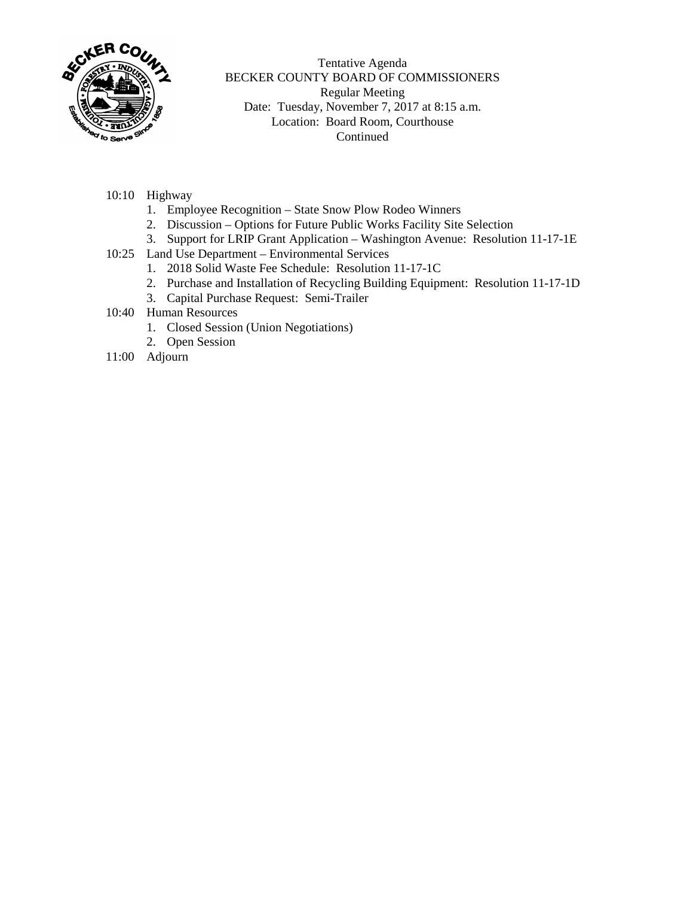Tentative Agenda
BECKER COUNTY BOARD OF COMMISSIONERS
Regular Meeting
Date: Tuesday, November 7, 2017 at 8:15 a.m.
Location: Board Room, Courthouse
Continued

- 10:10 Highway
  1. Employee Recognition – State Snow Plow Rodeo Winners
  2. Discussion – Options for Future Public Works Facility Site Selection
  3. Support for LRIP Grant Application – Washington Avenue: Resolution 11-17-1E
- 10:25 Land Use Department – Environmental Services
  1. 2018 Solid Waste Fee Schedule: Resolution 11-17-1C
  2. Purchase and Installation of Recycling Building Equipment: Resolution 11-17-1D
  3. Capital Purchase Request: Semi-Trailer
- 10:40 Human Resources
  1. Closed Session (Union Negotiations)
  2. Open Session
- 11:00 Adjourn